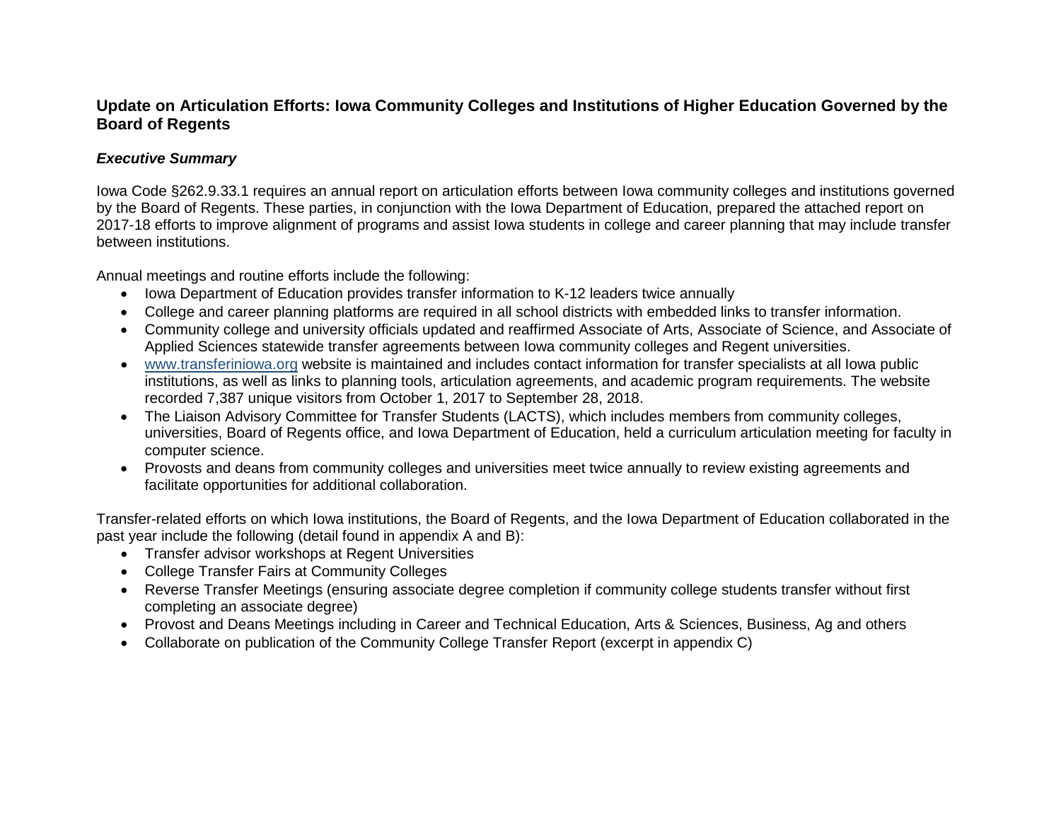# Update on Articulation Efforts: Iowa Community Colleges and Institutions of Higher Education Governed by the Board of Regents

## *Executive Summary*

Iowa Code §262.9.33.1 requires an annual report on articulation efforts between Iowa community colleges and institutions governed by the Board of Regents. These parties, in conjunction with the Iowa Department of Education, prepared the attached report on 2017-18 efforts to improve alignment of programs and assist Iowa students in college and career planning that may include transfer between institutions.

Annual meetings and routine efforts include the following:

- Iowa Department of Education provides transfer information to K-12 leaders twice annually
- College and career planning platforms are required in all school districts with embedded links to transfer information.
- Community college and university officials updated and reaffirmed Associate of Arts, Associate of Science, and Associate of Applied Sciences statewide transfer agreements between Iowa community colleges and Regent universities.
- [www.transferiniowa.org](http://www.transferiniowa.org) website is maintained and includes contact information for transfer specialists at all Iowa public institutions, as well as links to planning tools, articulation agreements, and academic program requirements. The website recorded 7,387 unique visitors from October 1, 2017 to September 28, 2018.
- The Liaison Advisory Committee for Transfer Students (LACTS), which includes members from community colleges, universities, Board of Regents office, and Iowa Department of Education, held a curriculum articulation meeting for faculty in computer science.
- Provosts and deans from community colleges and universities meet twice annually to review existing agreements and facilitate opportunities for additional collaboration.

Transfer-related efforts on which Iowa institutions, the Board of Regents, and the Iowa Department of Education collaborated in the past year include the following (detail found in appendix A and B):

- Transfer advisor workshops at Regent Universities
- College Transfer Fairs at Community Colleges
- Reverse Transfer Meetings (ensuring associate degree completion if community college students transfer without first completing an associate degree)
- Provost and Deans Meetings including in Career and Technical Education, Arts & Sciences, Business, Ag and others
- Collaborate on publication of the Community College Transfer Report (excerpt in appendix C)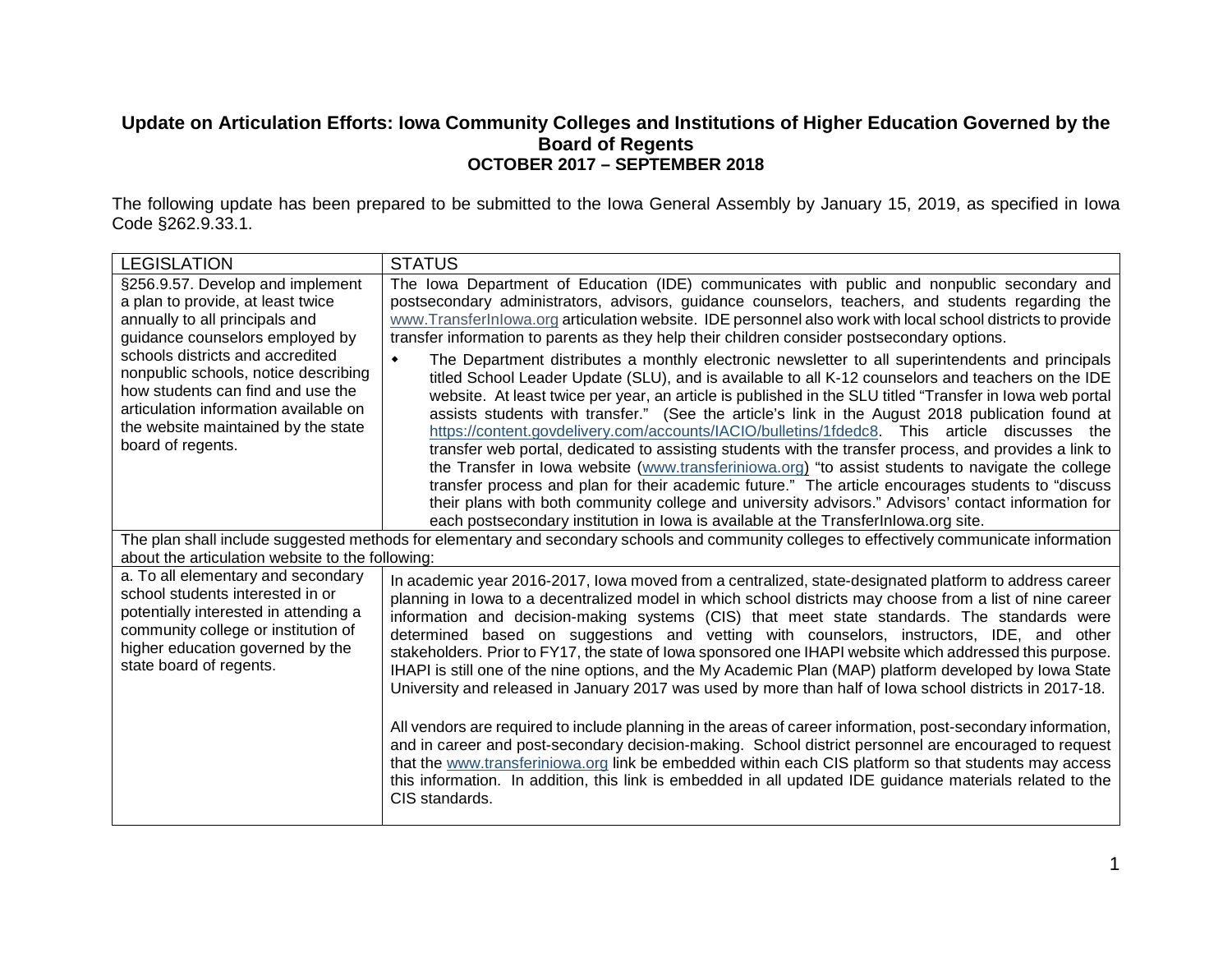## Update on Articulation Efforts: Iowa Community Colleges and Institutions of Higher Education Governed by the Board of Regents

### OCTOBER 2017 – SEPTEMBER 2018

The following update has been prepared to be submitted to the Iowa General Assembly by January 15, 2019, as specified in Iowa Code §262.9.33.1.

| LEGISLATION | STATUS |
|---|---|
| §256.9.57. Develop and implement a plan to provide, at least twice annually to all principals and guidance counselors employed by schools districts and accredited nonpublic schools, notice describing how students can find and use the articulation information available on the website maintained by the state board of regents. | The Iowa Department of Education (IDE) communicates with public and nonpublic secondary and postsecondary administrators, advisors, guidance counselors, teachers, and students regarding the www.TransferInIowa.org articulation website. IDE personnel also work with local school districts to provide transfer information to parents as they help their children consider postsecondary options.<br><br>• The Department distributes a monthly electronic newsletter to all superintendents and principals titled School Leader Update (SLU), and is available to all K-12 counselors and teachers on the IDE website. At least twice per year, an article is published in the SLU titled "Transfer in Iowa web portal assists students with transfer." (See the article's link in the August 2018 publication found at https://content.govdelivery.com/accounts/IACIO/bulletins/1fdedc8. This article discusses the transfer web portal, dedicated to assisting students with the transfer process, and provides a link to the Transfer in Iowa website (www.transferiniowa.org) "to assist students to navigate the college transfer process and plan for their academic future." The article encourages students to "discuss their plans with both community college and university advisors." Advisors' contact information for each postsecondary institution in Iowa is available at the TransferInIowa.org site. |
| The plan shall include suggested methods for elementary and secondary schools and community colleges to effectively communicate information about the articulation website to the following: | |
| a. To all elementary and secondary school students interested in or potentially interested in attending a community college or institution of higher education governed by the state board of regents. | In academic year 2016-2017, Iowa moved from a centralized, state-designated platform to address career planning in Iowa to a decentralized model in which school districts may choose from a list of nine career information and decision-making systems (CIS) that meet state standards. The standards were determined based on suggestions and vetting with counselors, instructors, IDE, and other stakeholders. Prior to FY17, the state of Iowa sponsored one IHAPI website which addressed this purpose. IHAPI is still one of the nine options, and the My Academic Plan (MAP) platform developed by Iowa State University and released in January 2017 was used by more than half of Iowa school districts in 2017-18.<br><br>All vendors are required to include planning in the areas of career information, post-secondary information, and in career and post-secondary decision-making. School district personnel are encouraged to request that the www.transferiniowa.org link be embedded within each CIS platform so that students may access this information. In addition, this link is embedded in all updated IDE guidance materials related to the CIS standards. |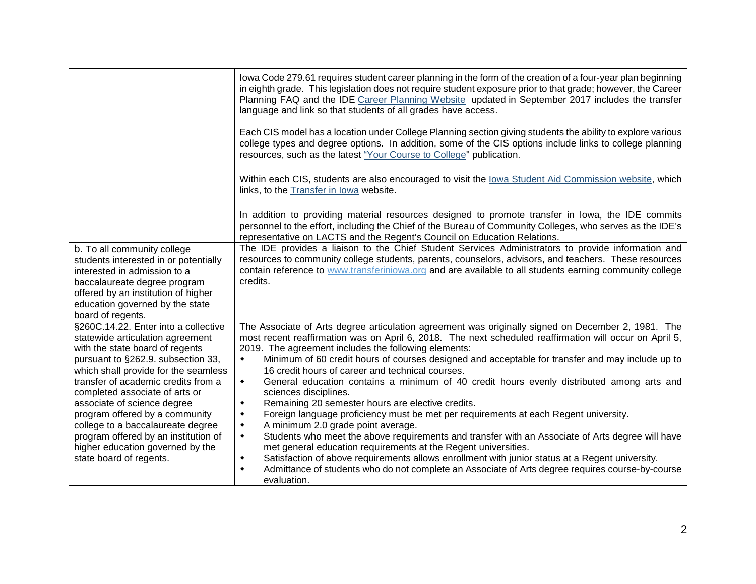| | |
|---|---|
| | Iowa Code 279.61 requires student career planning in the form of the creation of a four-year plan beginning in eighth grade. This legislation does not require student exposure prior to that grade; however, the Career Planning FAQ and the IDE [Career Planning Website](#) updated in September 2017 includes the transfer language and link so that students of all grades have access.<br><br>Each CIS model has a location under College Planning section giving students the ability to explore various college types and degree options. In addition, some of the CIS options include links to college planning resources, such as the latest ["Your Course to College](#)" publication.<br><br>Within each CIS, students are also encouraged to visit the [Iowa Student Aid Commission website](#), which links, to the [Transfer in Iowa](#) website.<br><br>In addition to providing material resources designed to promote transfer in Iowa, the IDE commits personnel to the effort, including the Chief of the Bureau of Community Colleges, who serves as the IDE's representative on LACTS and the Regent's Council on Education Relations. |
| b. To all community college students interested in or potentially interested in admission to a baccalaureate degree program offered by an institution of higher education governed by the state board of regents. | The IDE provides a liaison to the Chief Student Services Administrators to provide information and resources to community college students, parents, counselors, advisors, and teachers. These resources contain reference to [www.transferiniowa.org](http://www.transferiniowa.org) and are available to all students earning community college credits. |
| §260C.14.22. Enter into a collective statewide articulation agreement with the state board of regents pursuant to §262.9. subsection 33, which shall provide for the seamless transfer of academic credits from a completed associate of arts or associate of science degree program offered by a community college to a baccalaureate degree program offered by an institution of higher education governed by the state board of regents. | The Associate of Arts degree articulation agreement was originally signed on December 2, 1981. The most recent reaffirmation was on April 6, 2018. The next scheduled reaffirmation will occur on April 5, 2019. The agreement includes the following elements:<br>• Minimum of 60 credit hours of courses designed and acceptable for transfer and may include up to 16 credit hours of career and technical courses.<br>• General education contains a minimum of 40 credit hours evenly distributed among arts and sciences disciplines.<br>• Remaining 20 semester hours are elective credits.<br>• Foreign language proficiency must be met per requirements at each Regent university.<br>• A minimum 2.0 grade point average.<br>• Students who meet the above requirements and transfer with an Associate of Arts degree will have met general education requirements at the Regent universities.<br>• Satisfaction of above requirements allows enrollment with junior status at a Regent university.<br>• Admittance of students who do not complete an Associate of Arts degree requires course-by-course evaluation. |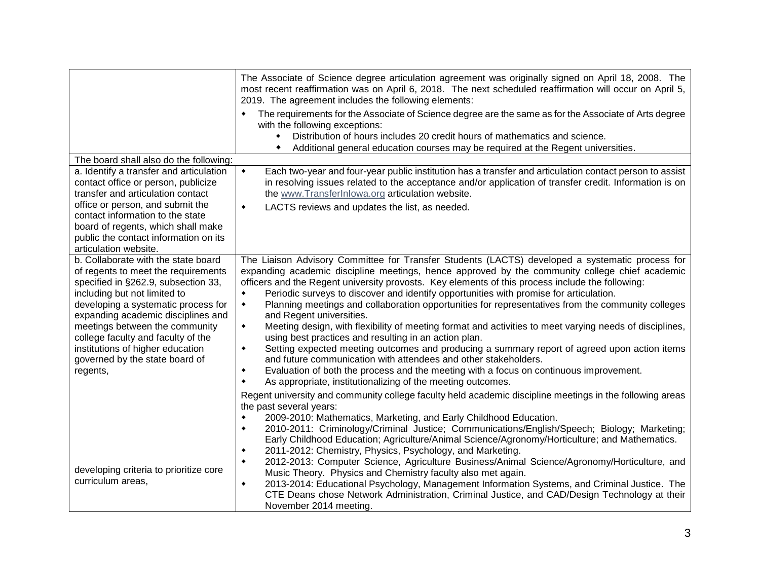| | |
|---|---|
| | The Associate of Science degree articulation agreement was originally signed on April 18, 2008. The most recent reaffirmation was on April 6, 2018. The next scheduled reaffirmation will occur on April 5, 2019. The agreement includes the following elements:<br>• The requirements for the Associate of Science degree are the same as for the Associate of Arts degree with the following exceptions:<br>  • Distribution of hours includes 20 credit hours of mathematics and science.<br>  • Additional general education courses may be required at the Regent universities. |
| The board shall also do the following: | |
| a. Identify a transfer and articulation contact office or person, publicize transfer and articulation contact office or person, and submit the contact information to the state board of regents, which shall make public the contact information on its articulation website. | • Each two-year and four-year public institution has a transfer and articulation contact person to assist in resolving issues related to the acceptance and/or application of transfer credit. Information is on the www.TransferInIowa.org articulation website.<br>• LACTS reviews and updates the list, as needed. |
| b. Collaborate with the state board of regents to meet the requirements specified in §262.9, subsection 33, including but not limited to developing a systematic process for expanding academic disciplines and meetings between the community college faculty and faculty of the institutions of higher education governed by the state board of regents,<br><br>developing criteria to prioritize core curriculum areas, | The Liaison Advisory Committee for Transfer Students (LACTS) developed a systematic process for expanding academic discipline meetings, hence approved by the community college chief academic officers and the Regent university provosts. Key elements of this process include the following:<br>• Periodic surveys to discover and identify opportunities with promise for articulation.<br>• Planning meetings and collaboration opportunities for representatives from the community colleges and Regent universities.<br>• Meeting design, with flexibility of meeting format and activities to meet varying needs of disciplines, using best practices and resulting in an action plan.<br>• Setting expected meeting outcomes and producing a summary report of agreed upon action items and future communication with attendees and other stakeholders.<br>• Evaluation of both the process and the meeting with a focus on continuous improvement.<br>• As appropriate, institutionalizing of the meeting outcomes.<br><br>Regent university and community college faculty held academic discipline meetings in the following areas the past several years:<br>• 2009-2010: Mathematics, Marketing, and Early Childhood Education.<br>• 2010-2011: Criminology/Criminal Justice; Communications/English/Speech; Biology; Marketing; Early Childhood Education; Agriculture/Animal Science/Agronomy/Horticulture; and Mathematics.<br>• 2011-2012: Chemistry, Physics, Psychology, and Marketing.<br>• 2012-2013: Computer Science, Agriculture Business/Animal Science/Agronomy/Horticulture, and Music Theory. Physics and Chemistry faculty also met again.<br>• 2013-2014: Educational Psychology, Management Information Systems, and Criminal Justice. The CTE Deans chose Network Administration, Criminal Justice, and CAD/Design Technology at their November 2014 meeting. |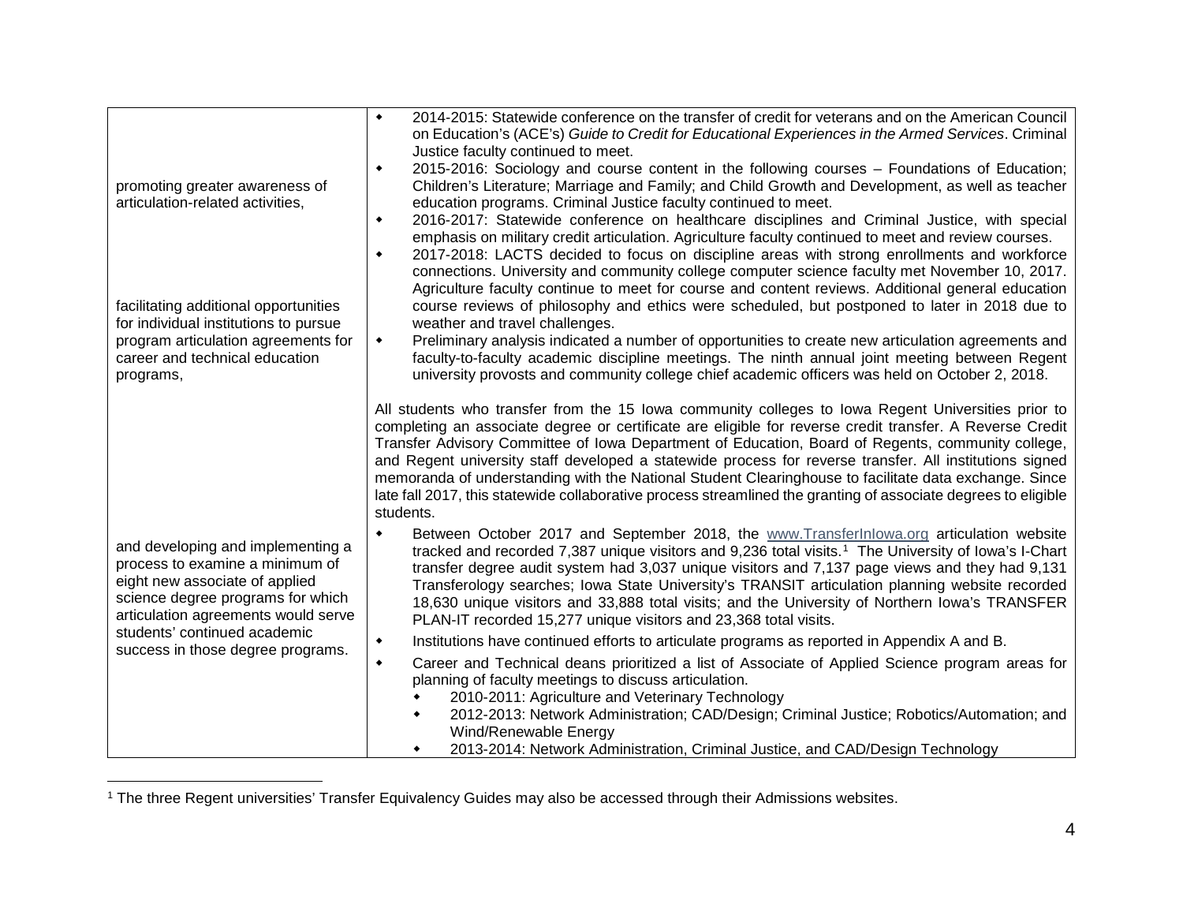| | |
|---|---|
| promoting greater awareness of articulation-related activities, | • 2014-2015: Statewide conference on the transfer of credit for veterans and on the American Council on Education's (ACE's) *Guide to Credit for Educational Experiences in the Armed Services*. Criminal Justice faculty continued to meet.<br>• 2015-2016: Sociology and course content in the following courses – Foundations of Education; Children's Literature; Marriage and Family; and Child Growth and Development, as well as teacher education programs. Criminal Justice faculty continued to meet.<br>• 2016-2017: Statewide conference on healthcare disciplines and Criminal Justice, with special emphasis on military credit articulation. Agriculture faculty continued to meet and review courses. |
| facilitating additional opportunities for individual institutions to pursue program articulation agreements for career and technical education programs, | • 2017-2018: LACTS decided to focus on discipline areas with strong enrollments and workforce connections. University and community college computer science faculty met November 10, 2017. Agriculture faculty continue to meet for course and content reviews. Additional general education course reviews of philosophy and ethics were scheduled, but postponed to later in 2018 due to weather and travel challenges.<br>• Preliminary analysis indicated a number of opportunities to create new articulation agreements and faculty-to-faculty academic discipline meetings. The ninth annual joint meeting between Regent university provosts and community college chief academic officers was held on October 2, 2018. |
| and developing and implementing a process to examine a minimum of eight new associate of applied science degree programs for which articulation agreements would serve students' continued academic success in those degree programs. | All students who transfer from the 15 Iowa community colleges to Iowa Regent Universities prior to completing an associate degree or certificate are eligible for reverse credit transfer. A Reverse Credit Transfer Advisory Committee of Iowa Department of Education, Board of Regents, community college, and Regent university staff developed a statewide process for reverse transfer. All institutions signed memoranda of understanding with the National Student Clearinghouse to facilitate data exchange. Since late fall 2017, this statewide collaborative process streamlined the granting of associate degrees to eligible students.<br>• Between October 2017 and September 2018, the www.TransferInIowa.org articulation website tracked and recorded 7,387 unique visitors and 9,236 total visits.[1] The University of Iowa's I-Chart transfer degree audit system had 3,037 unique visitors and 7,137 page views and they had 9,131 Transferology searches; Iowa State University's TRANSIT articulation planning website recorded 18,630 unique visitors and 33,888 total visits; and the University of Northern Iowa's TRANSFER PLAN-IT recorded 15,277 unique visitors and 23,368 total visits.<br>• Institutions have continued efforts to articulate programs as reported in Appendix A and B.<br>• Career and Technical deans prioritized a list of Associate of Applied Science program areas for planning of faculty meetings to discuss articulation.<br>&nbsp;&nbsp;&nbsp;◦ 2010-2011: Agriculture and Veterinary Technology<br>&nbsp;&nbsp;&nbsp;◦ 2012-2013: Network Administration; CAD/Design; Criminal Justice; Robotics/Automation; and Wind/Renewable Energy<br>&nbsp;&nbsp;&nbsp;◦ 2013-2014: Network Administration, Criminal Justice, and CAD/Design Technology |

[1] The three Regent universities' Transfer Equivalency Guides may also be accessed through their Admissions websites.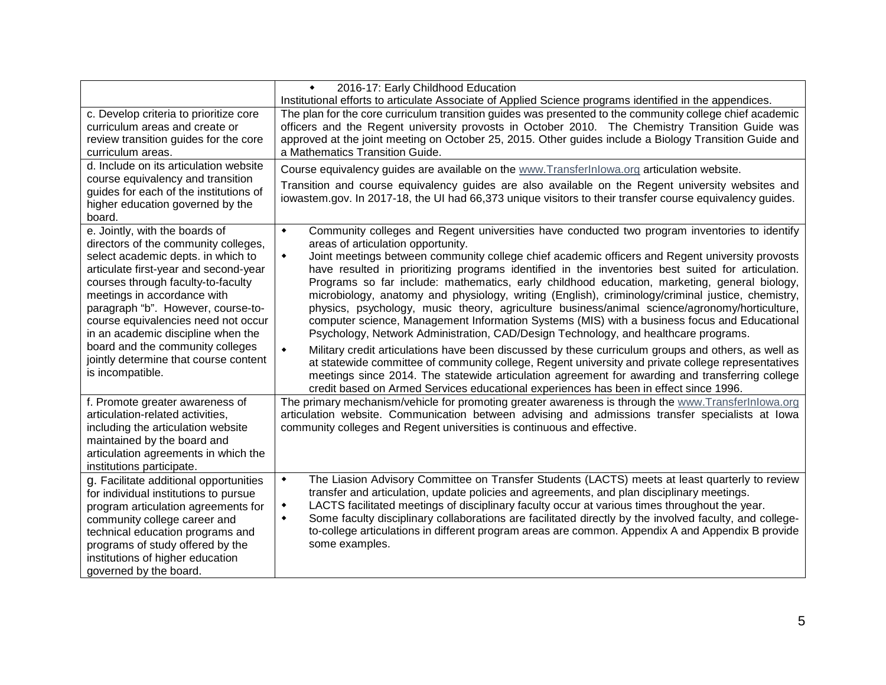| | |
|---|---|
| | • 2016-17: Early Childhood Education<br>Institutional efforts to articulate Associate of Applied Science programs identified in the appendices. |
| c. Develop criteria to prioritize core curriculum areas and create or review transition guides for the core curriculum areas. | The plan for the core curriculum transition guides was presented to the community college chief academic officers and the Regent university provosts in October 2010. The Chemistry Transition Guide was approved at the joint meeting on October 25, 2015. Other guides include a Biology Transition Guide and a Mathematics Transition Guide. |
| d. Include on its articulation website course equivalency and transition guides for each of the institutions of higher education governed by the board. | Course equivalency guides are available on the www.TransferInIowa.org articulation website.<br>Transition and course equivalency guides are also available on the Regent university websites and iowastem.gov. In 2017-18, the UI had 66,373 unique visitors to their transfer course equivalency guides. |
| e. Jointly, with the boards of directors of the community colleges, select academic depts. in which to articulate first-year and second-year courses through faculty-to-faculty meetings in accordance with paragraph "b". However, course-to-course equivalencies need not occur in an academic discipline when the board and the community colleges jointly determine that course content is incompatible. | • Community colleges and Regent universities have conducted two program inventories to identify areas of articulation opportunity.<br>• Joint meetings between community college chief academic officers and Regent university provosts have resulted in prioritizing programs identified in the inventories best suited for articulation. Programs so far include: mathematics, early childhood education, marketing, general biology, microbiology, anatomy and physiology, writing (English), criminology/criminal justice, chemistry, physics, psychology, music theory, agriculture business/animal science/agronomy/horticulture, computer science, Management Information Systems (MIS) with a business focus and Educational Psychology, Network Administration, CAD/Design Technology, and healthcare programs.<br>• Military credit articulations have been discussed by these curriculum groups and others, as well as at statewide committee of community college, Regent university and private college representatives meetings since 2014. The statewide articulation agreement for awarding and transferring college credit based on Armed Services educational experiences has been in effect since 1996. |
| f. Promote greater awareness of articulation-related activities, including the articulation website maintained by the board and articulation agreements in which the institutions participate. | The primary mechanism/vehicle for promoting greater awareness is through the www.TransferInIowa.org articulation website. Communication between advising and admissions transfer specialists at Iowa community colleges and Regent universities is continuous and effective. |
| g. Facilitate additional opportunities for individual institutions to pursue program articulation agreements for community college career and technical education programs and programs of study offered by the institutions of higher education governed by the board. | • The Liasion Advisory Committee on Transfer Students (LACTS) meets at least quarterly to review transfer and articulation, update policies and agreements, and plan disciplinary meetings.<br>• LACTS facilitated meetings of disciplinary faculty occur at various times throughout the year.<br>• Some faculty disciplinary collaborations are facilitated directly by the involved faculty, and college-to-college articulations in different program areas are common. Appendix A and Appendix B provide some examples. |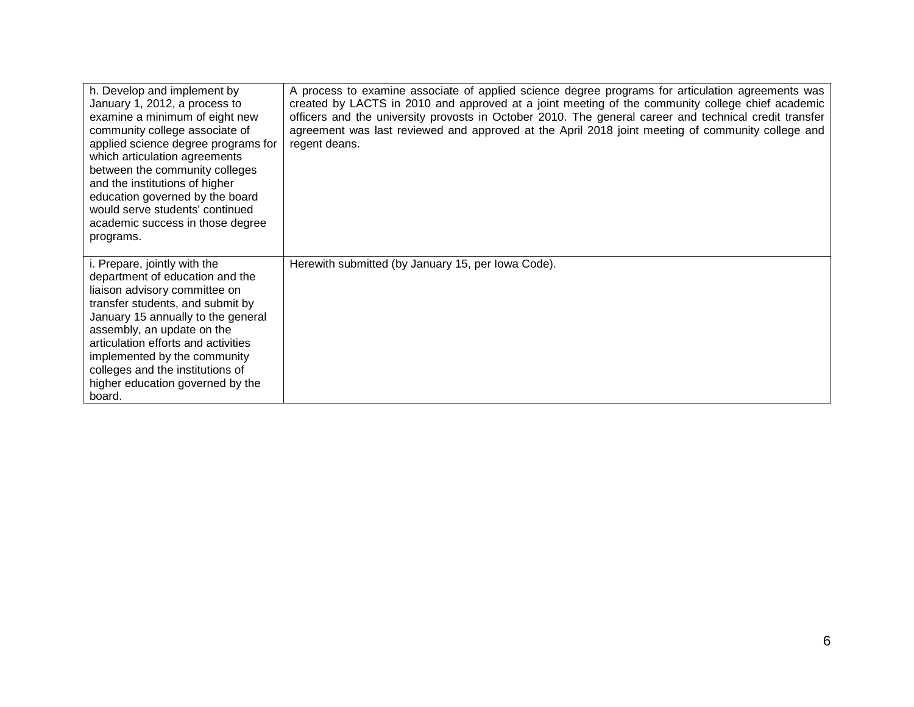| | |
|---|---|
| h. Develop and implement by January 1, 2012, a process to examine a minimum of eight new community college associate of applied science degree programs for which articulation agreements between the community colleges and the institutions of higher education governed by the board would serve students' continued academic success in those degree programs. | A process to examine associate of applied science degree programs for articulation agreements was created by LACTS in 2010 and approved at a joint meeting of the community college chief academic officers and the university provosts in October 2010. The general career and technical credit transfer agreement was last reviewed and approved at the April 2018 joint meeting of community college and regent deans. |
| i. Prepare, jointly with the department of education and the liaison advisory committee on transfer students, and submit by January 15 annually to the general assembly, an update on the articulation efforts and activities implemented by the community colleges and the institutions of higher education governed by the board. | Herewith submitted (by January 15, per Iowa Code). |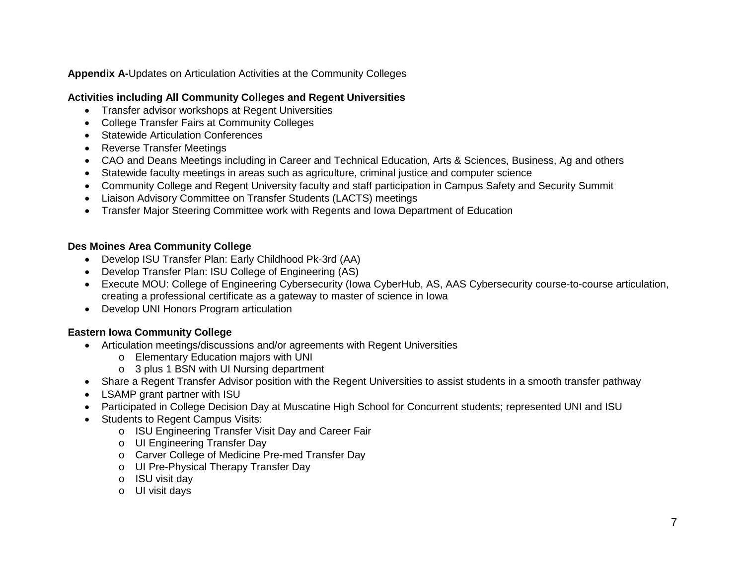**Appendix A-**Updates on Articulation Activities at the Community Colleges

**Activities including All Community Colleges and Regent Universities**

- Transfer advisor workshops at Regent Universities
- College Transfer Fairs at Community Colleges
- Statewide Articulation Conferences
- Reverse Transfer Meetings
- CAO and Deans Meetings including in Career and Technical Education, Arts & Sciences, Business, Ag and others
- Statewide faculty meetings in areas such as agriculture, criminal justice and computer science
- Community College and Regent University faculty and staff participation in Campus Safety and Security Summit
- Liaison Advisory Committee on Transfer Students (LACTS) meetings
- Transfer Major Steering Committee work with Regents and Iowa Department of Education

**Des Moines Area Community College**

- Develop ISU Transfer Plan: Early Childhood Pk-3rd (AA)
- Develop Transfer Plan: ISU College of Engineering (AS)
- Execute MOU: College of Engineering Cybersecurity (Iowa CyberHub, AS, AAS Cybersecurity course-to-course articulation, creating a professional certificate as a gateway to master of science in Iowa
- Develop UNI Honors Program articulation

**Eastern Iowa Community College**

- Articulation meetings/discussions and/or agreements with Regent Universities
  - Elementary Education majors with UNI
  - 3 plus 1 BSN with UI Nursing department
- Share a Regent Transfer Advisor position with the Regent Universities to assist students in a smooth transfer pathway
- LSAMP grant partner with ISU
- Participated in College Decision Day at Muscatine High School for Concurrent students; represented UNI and ISU
- Students to Regent Campus Visits:
  - ISU Engineering Transfer Visit Day and Career Fair
  - UI Engineering Transfer Day
  - Carver College of Medicine Pre-med Transfer Day
  - UI Pre-Physical Therapy Transfer Day
  - ISU visit day
  - UI visit days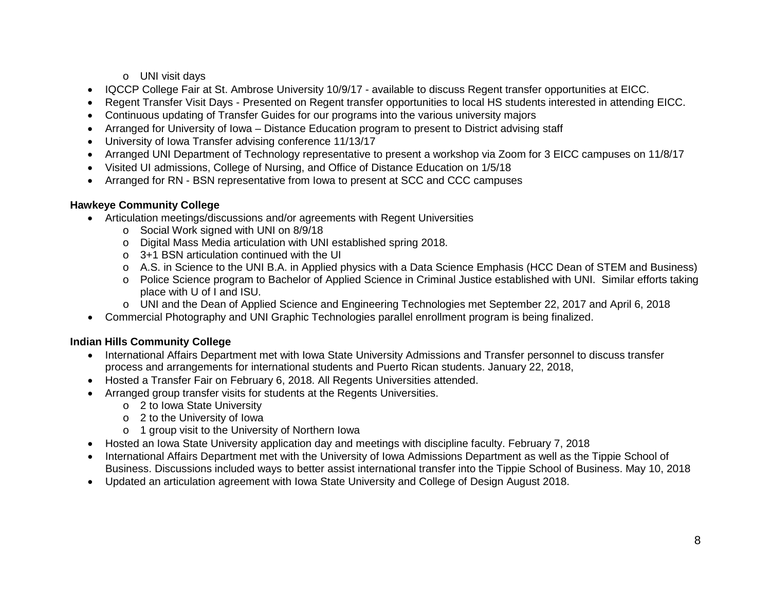- UNI visit days
- IQCCP College Fair at St. Ambrose University 10/9/17 - available to discuss Regent transfer opportunities at EICC.
- Regent Transfer Visit Days - Presented on Regent transfer opportunities to local HS students interested in attending EICC.
- Continuous updating of Transfer Guides for our programs into the various university majors
- Arranged for University of Iowa – Distance Education program to present to District advising staff
- University of Iowa Transfer advising conference 11/13/17
- Arranged UNI Department of Technology representative to present a workshop via Zoom for 3 EICC campuses on 11/8/17
- Visited UI admissions, College of Nursing, and Office of Distance Education on 1/5/18
- Arranged for RN - BSN representative from Iowa to present at SCC and CCC campuses

**Hawkeye Community College**

- Articulation meetings/discussions and/or agreements with Regent Universities
  - Social Work signed with UNI on 8/9/18
  - Digital Mass Media articulation with UNI established spring 2018.
  - 3+1 BSN articulation continued with the UI
  - A.S. in Science to the UNI B.A. in Applied physics with a Data Science Emphasis (HCC Dean of STEM and Business)
  - Police Science program to Bachelor of Applied Science in Criminal Justice established with UNI. Similar efforts taking place with U of I and ISU.
  - UNI and the Dean of Applied Science and Engineering Technologies met September 22, 2017 and April 6, 2018
- Commercial Photography and UNI Graphic Technologies parallel enrollment program is being finalized.

**Indian Hills Community College**

- International Affairs Department met with Iowa State University Admissions and Transfer personnel to discuss transfer process and arrangements for international students and Puerto Rican students. January 22, 2018,
- Hosted a Transfer Fair on February 6, 2018. All Regents Universities attended.
- Arranged group transfer visits for students at the Regents Universities.
  - 2 to Iowa State University
  - 2 to the University of Iowa
  - 1 group visit to the University of Northern Iowa
- Hosted an Iowa State University application day and meetings with discipline faculty. February 7, 2018
- International Affairs Department met with the University of Iowa Admissions Department as well as the Tippie School of Business. Discussions included ways to better assist international transfer into the Tippie School of Business. May 10, 2018
- Updated an articulation agreement with Iowa State University and College of Design August 2018.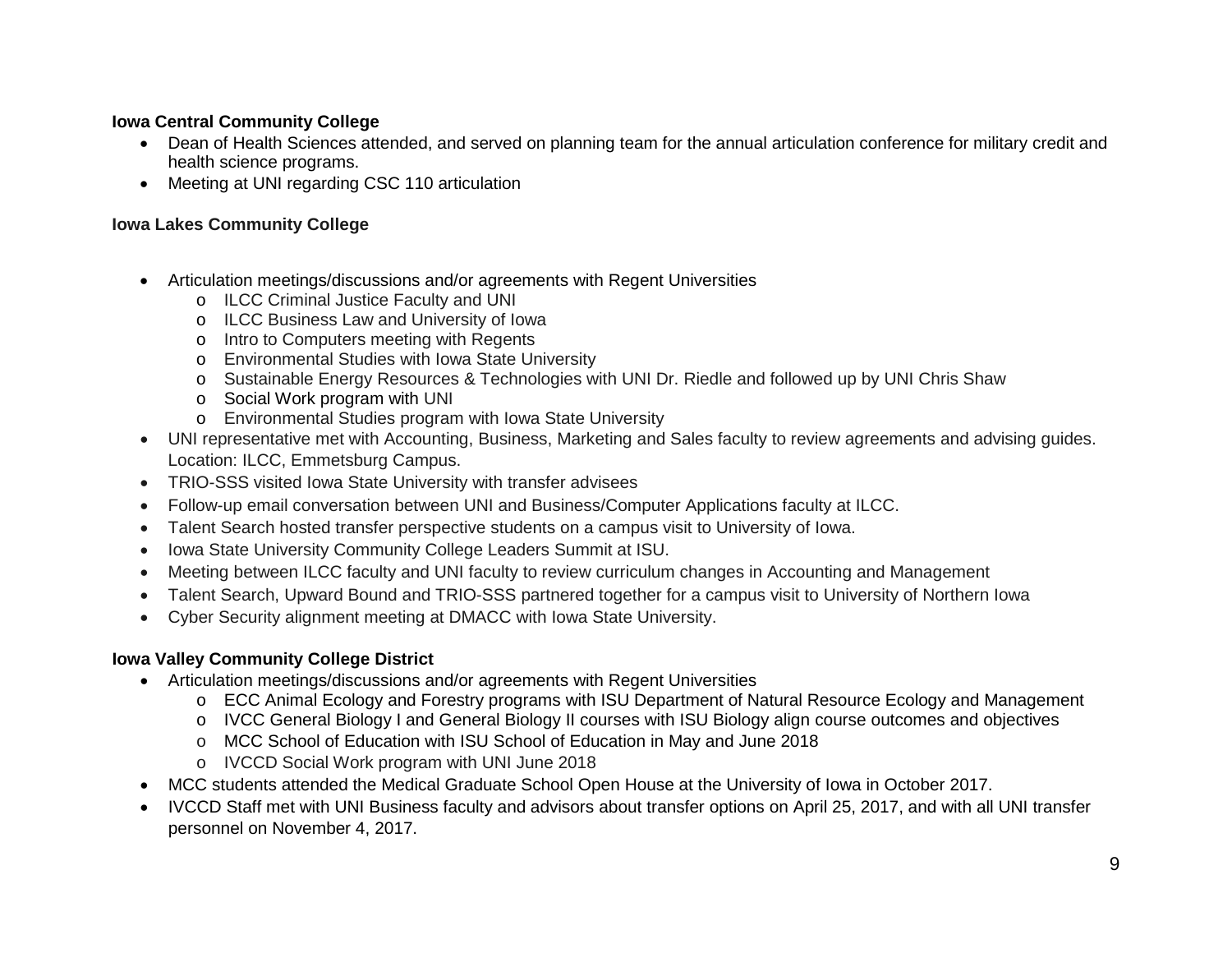**Iowa Central Community College**

- Dean of Health Sciences attended, and served on planning team for the annual articulation conference for military credit and health science programs.
- Meeting at UNI regarding CSC 110 articulation

**Iowa Lakes Community College**

- Articulation meetings/discussions and/or agreements with Regent Universities
  - ILCC Criminal Justice Faculty and UNI
  - ILCC Business Law and University of Iowa
  - Intro to Computers meeting with Regents
  - Environmental Studies with Iowa State University
  - Sustainable Energy Resources & Technologies with UNI Dr. Riedle and followed up by UNI Chris Shaw
  - Social Work program with UNI
  - Environmental Studies program with Iowa State University
- UNI representative met with Accounting, Business, Marketing and Sales faculty to review agreements and advising guides. Location: ILCC, Emmetsburg Campus.
- TRIO-SSS visited Iowa State University with transfer advisees
- Follow-up email conversation between UNI and Business/Computer Applications faculty at ILCC.
- Talent Search hosted transfer perspective students on a campus visit to University of Iowa.
- Iowa State University Community College Leaders Summit at ISU.
- Meeting between ILCC faculty and UNI faculty to review curriculum changes in Accounting and Management
- Talent Search, Upward Bound and TRIO-SSS partnered together for a campus visit to University of Northern Iowa
- Cyber Security alignment meeting at DMACC with Iowa State University.

**Iowa Valley Community College District**

- Articulation meetings/discussions and/or agreements with Regent Universities
  - ECC Animal Ecology and Forestry programs with ISU Department of Natural Resource Ecology and Management
  - IVCC General Biology I and General Biology II courses with ISU Biology align course outcomes and objectives
  - MCC School of Education with ISU School of Education in May and June 2018
  - IVCCD Social Work program with UNI June 2018
- MCC students attended the Medical Graduate School Open House at the University of Iowa in October 2017.
- IVCCD Staff met with UNI Business faculty and advisors about transfer options on April 25, 2017, and with all UNI transfer personnel on November 4, 2017.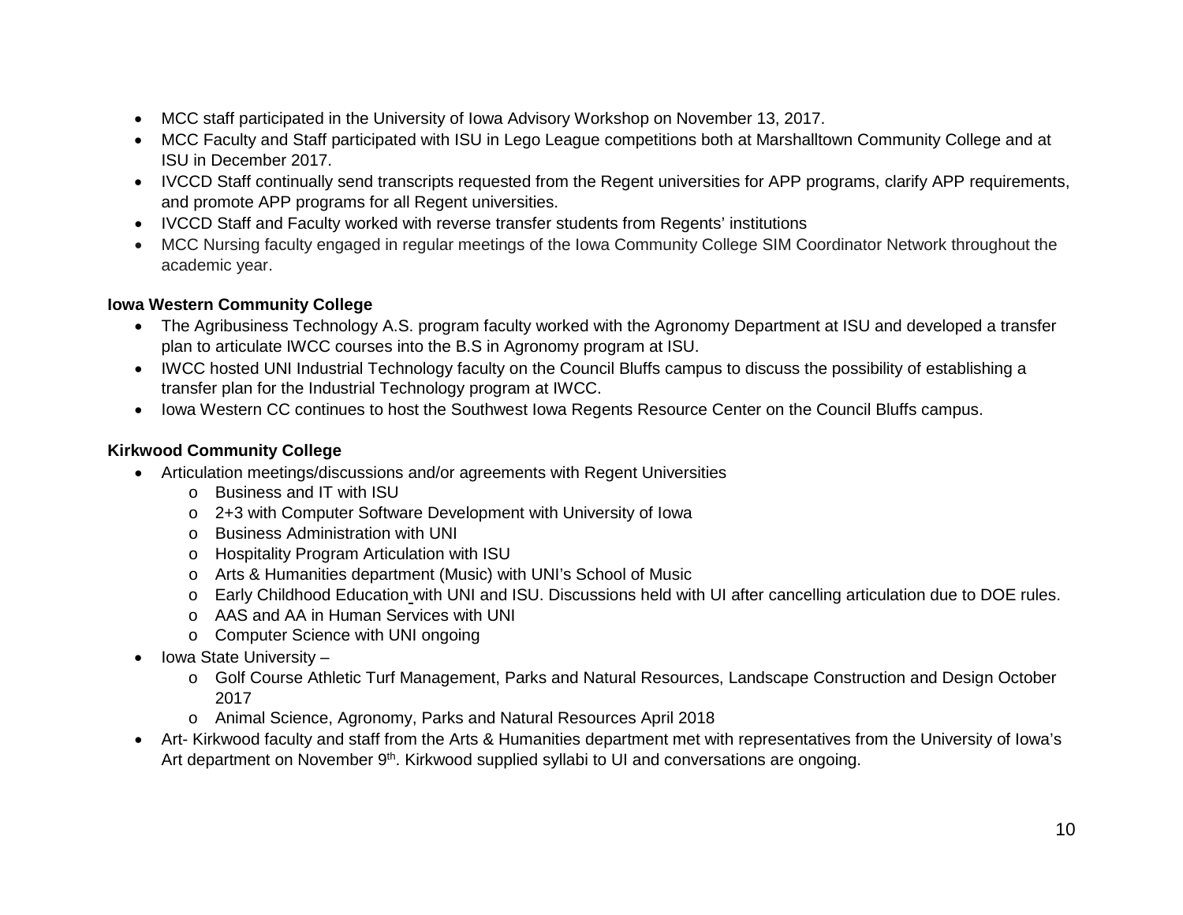- MCC staff participated in the University of Iowa Advisory Workshop on November 13, 2017.
- MCC Faculty and Staff participated with ISU in Lego League competitions both at Marshalltown Community College and at ISU in December 2017.
- IVCCD Staff continually send transcripts requested from the Regent universities for APP programs, clarify APP requirements, and promote APP programs for all Regent universities.
- IVCCD Staff and Faculty worked with reverse transfer students from Regents' institutions
- MCC Nursing faculty engaged in regular meetings of the Iowa Community College SIM Coordinator Network throughout the academic year.

**Iowa Western Community College**

- The Agribusiness Technology A.S. program faculty worked with the Agronomy Department at ISU and developed a transfer plan to articulate IWCC courses into the B.S in Agronomy program at ISU.
- IWCC hosted UNI Industrial Technology faculty on the Council Bluffs campus to discuss the possibility of establishing a transfer plan for the Industrial Technology program at IWCC.
- Iowa Western CC continues to host the Southwest Iowa Regents Resource Center on the Council Bluffs campus.

**Kirkwood Community College**

- Articulation meetings/discussions and/or agreements with Regent Universities
  - Business and IT with ISU
  - 2+3 with Computer Software Development with University of Iowa
  - Business Administration with UNI
  - Hospitality Program Articulation with ISU
  - Arts & Humanities department (Music) with UNI's School of Music
  - Early Childhood Education with UNI and ISU. Discussions held with UI after cancelling articulation due to DOE rules.
  - AAS and AA in Human Services with UNI
  - Computer Science with UNI ongoing
- Iowa State University –
  - Golf Course Athletic Turf Management, Parks and Natural Resources, Landscape Construction and Design October 2017
  - Animal Science, Agronomy, Parks and Natural Resources April 2018
- Art- Kirkwood faculty and staff from the Arts & Humanities department met with representatives from the University of Iowa's Art department on November 9th. Kirkwood supplied syllabi to UI and conversations are ongoing.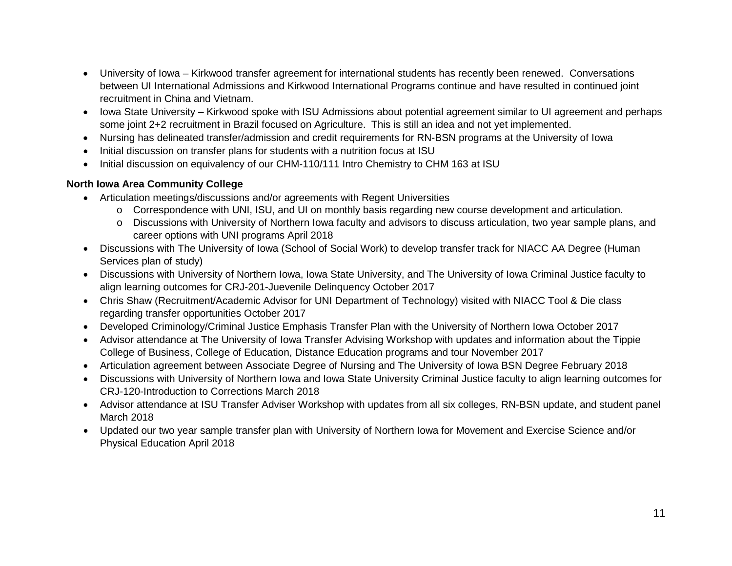- University of Iowa – Kirkwood transfer agreement for international students has recently been renewed. Conversations between UI International Admissions and Kirkwood International Programs continue and have resulted in continued joint recruitment in China and Vietnam.
- Iowa State University – Kirkwood spoke with ISU Admissions about potential agreement similar to UI agreement and perhaps some joint 2+2 recruitment in Brazil focused on Agriculture. This is still an idea and not yet implemented.
- Nursing has delineated transfer/admission and credit requirements for RN-BSN programs at the University of Iowa
- Initial discussion on transfer plans for students with a nutrition focus at ISU
- Initial discussion on equivalency of our CHM-110/111 Intro Chemistry to CHM 163 at ISU

**North Iowa Area Community College**

- Articulation meetings/discussions and/or agreements with Regent Universities
  - Correspondence with UNI, ISU, and UI on monthly basis regarding new course development and articulation.
  - Discussions with University of Northern Iowa faculty and advisors to discuss articulation, two year sample plans, and career options with UNI programs April 2018
- Discussions with The University of Iowa (School of Social Work) to develop transfer track for NIACC AA Degree (Human Services plan of study)
- Discussions with University of Northern Iowa, Iowa State University, and The University of Iowa Criminal Justice faculty to align learning outcomes for CRJ-201-Juevenile Delinquency October 2017
- Chris Shaw (Recruitment/Academic Advisor for UNI Department of Technology) visited with NIACC Tool & Die class regarding transfer opportunities October 2017
- Developed Criminology/Criminal Justice Emphasis Transfer Plan with the University of Northern Iowa October 2017
- Advisor attendance at The University of Iowa Transfer Advising Workshop with updates and information about the Tippie College of Business, College of Education, Distance Education programs and tour November 2017
- Articulation agreement between Associate Degree of Nursing and The University of Iowa BSN Degree February 2018
- Discussions with University of Northern Iowa and Iowa State University Criminal Justice faculty to align learning outcomes for CRJ-120-Introduction to Corrections March 2018
- Advisor attendance at ISU Transfer Adviser Workshop with updates from all six colleges, RN-BSN update, and student panel March 2018
- Updated our two year sample transfer plan with University of Northern Iowa for Movement and Exercise Science and/or Physical Education April 2018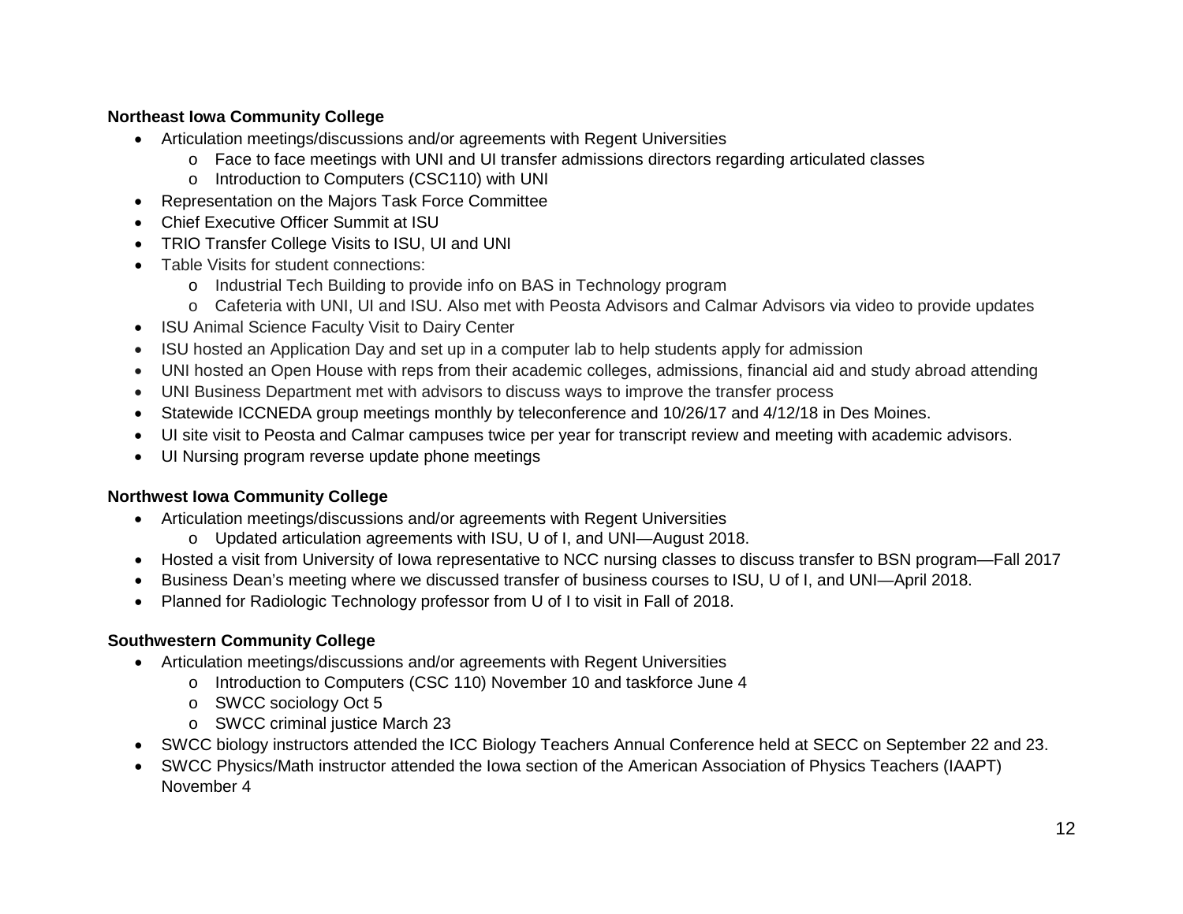**Northeast Iowa Community College**

- Articulation meetings/discussions and/or agreements with Regent Universities
  - Face to face meetings with UNI and UI transfer admissions directors regarding articulated classes
  - Introduction to Computers (CSC110) with UNI
- Representation on the Majors Task Force Committee
- Chief Executive Officer Summit at ISU
- TRIO Transfer College Visits to ISU, UI and UNI
- Table Visits for student connections:
  - Industrial Tech Building to provide info on BAS in Technology program
  - Cafeteria with UNI, UI and ISU. Also met with Peosta Advisors and Calmar Advisors via video to provide updates
- ISU Animal Science Faculty Visit to Dairy Center
- ISU hosted an Application Day and set up in a computer lab to help students apply for admission
- UNI hosted an Open House with reps from their academic colleges, admissions, financial aid and study abroad attending
- UNI Business Department met with advisors to discuss ways to improve the transfer process
- Statewide ICCNEDA group meetings monthly by teleconference and 10/26/17 and 4/12/18 in Des Moines.
- UI site visit to Peosta and Calmar campuses twice per year for transcript review and meeting with academic advisors.
- UI Nursing program reverse update phone meetings

**Northwest Iowa Community College**

- Articulation meetings/discussions and/or agreements with Regent Universities
  - Updated articulation agreements with ISU, U of I, and UNI—August 2018.
- Hosted a visit from University of Iowa representative to NCC nursing classes to discuss transfer to BSN program—Fall 2017
- Business Dean's meeting where we discussed transfer of business courses to ISU, U of I, and UNI—April 2018.
- Planned for Radiologic Technology professor from U of I to visit in Fall of 2018.

**Southwestern Community College**

- Articulation meetings/discussions and/or agreements with Regent Universities
  - Introduction to Computers (CSC 110) November 10 and taskforce June 4
  - SWCC sociology Oct 5
  - SWCC criminal justice March 23
- SWCC biology instructors attended the ICC Biology Teachers Annual Conference held at SECC on September 22 and 23.
- SWCC Physics/Math instructor attended the Iowa section of the American Association of Physics Teachers (IAAPT) November 4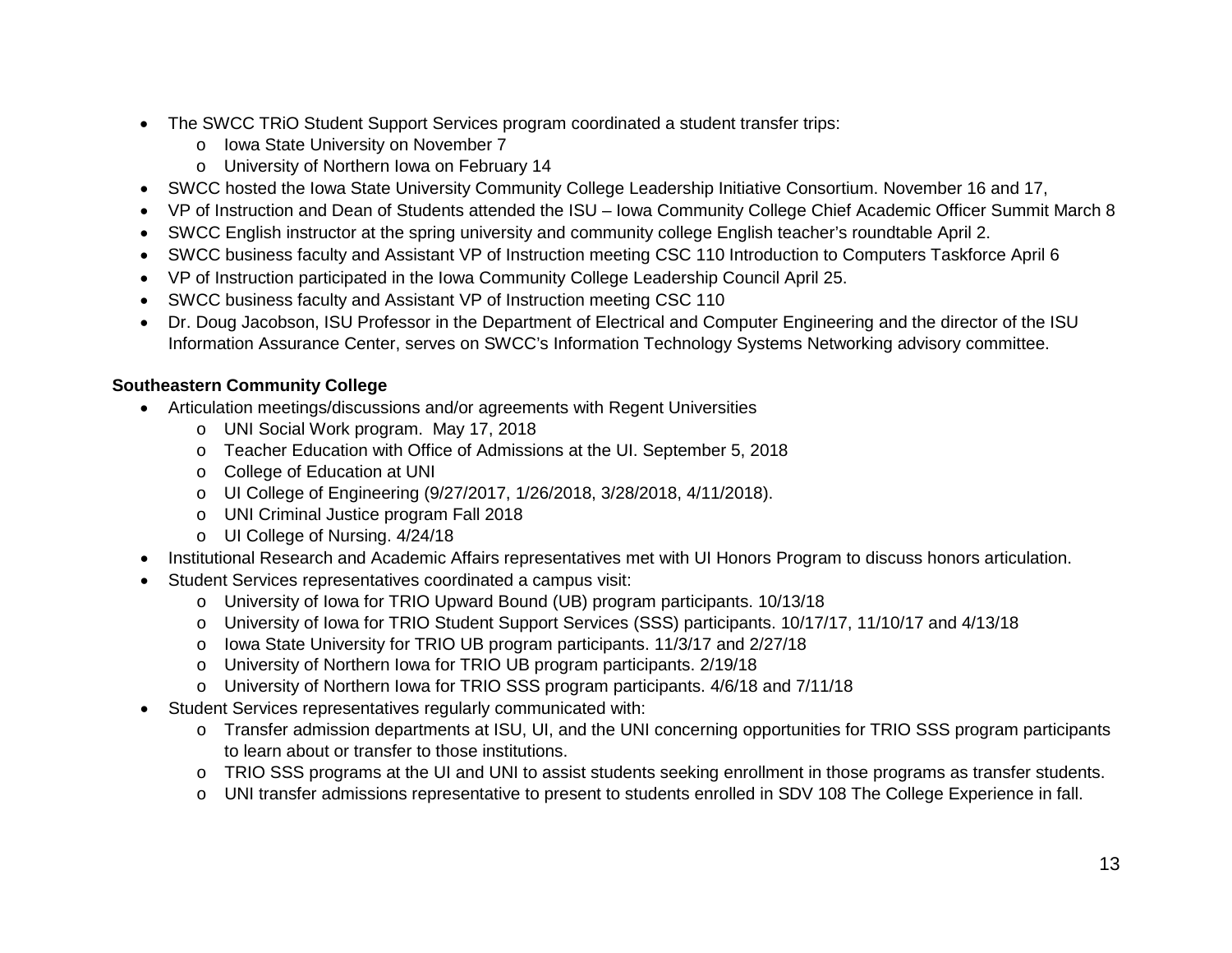- The SWCC TRiO Student Support Services program coordinated a student transfer trips:
  - Iowa State University on November 7
  - University of Northern Iowa on February 14
- SWCC hosted the Iowa State University Community College Leadership Initiative Consortium. November 16 and 17,
- VP of Instruction and Dean of Students attended the ISU – Iowa Community College Chief Academic Officer Summit March 8
- SWCC English instructor at the spring university and community college English teacher's roundtable April 2.
- SWCC business faculty and Assistant VP of Instruction meeting CSC 110 Introduction to Computers Taskforce April 6
- VP of Instruction participated in the Iowa Community College Leadership Council April 25.
- SWCC business faculty and Assistant VP of Instruction meeting CSC 110
- Dr. Doug Jacobson, ISU Professor in the Department of Electrical and Computer Engineering and the director of the ISU Information Assurance Center, serves on SWCC's Information Technology Systems Networking advisory committee.

**Southeastern Community College**

- Articulation meetings/discussions and/or agreements with Regent Universities
  - UNI Social Work program. May 17, 2018
  - Teacher Education with Office of Admissions at the UI. September 5, 2018
  - College of Education at UNI
  - UI College of Engineering (9/27/2017, 1/26/2018, 3/28/2018, 4/11/2018).
  - UNI Criminal Justice program Fall 2018
  - UI College of Nursing. 4/24/18
- Institutional Research and Academic Affairs representatives met with UI Honors Program to discuss honors articulation.
- Student Services representatives coordinated a campus visit:
  - University of Iowa for TRIO Upward Bound (UB) program participants. 10/13/18
  - University of Iowa for TRIO Student Support Services (SSS) participants. 10/17/17, 11/10/17 and 4/13/18
  - Iowa State University for TRIO UB program participants. 11/3/17 and 2/27/18
  - University of Northern Iowa for TRIO UB program participants. 2/19/18
  - University of Northern Iowa for TRIO SSS program participants. 4/6/18 and 7/11/18
- Student Services representatives regularly communicated with:
  - Transfer admission departments at ISU, UI, and the UNI concerning opportunities for TRIO SSS program participants to learn about or transfer to those institutions.
  - TRIO SSS programs at the UI and UNI to assist students seeking enrollment in those programs as transfer students.
  - UNI transfer admissions representative to present to students enrolled in SDV 108 The College Experience in fall.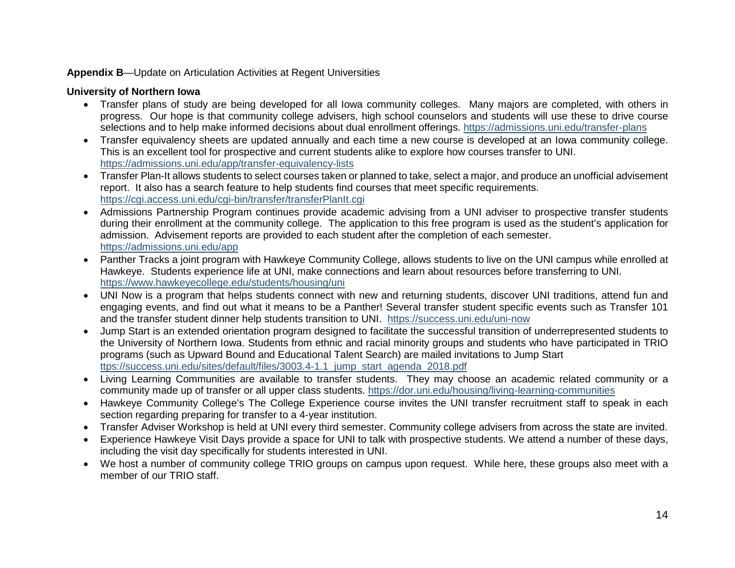**Appendix B**—Update on Articulation Activities at Regent Universities

**University of Northern Iowa**

- Transfer plans of study are being developed for all Iowa community colleges. Many majors are completed, with others in progress. Our hope is that community college advisers, high school counselors and students will use these to drive course selections and to help make informed decisions about dual enrollment offerings. https://admissions.uni.edu/transfer-plans
- Transfer equivalency sheets are updated annually and each time a new course is developed at an Iowa community college. This is an excellent tool for prospective and current students alike to explore how courses transfer to UNI. https://admissions.uni.edu/app/transfer-equivalency-lists
- Transfer Plan-It allows students to select courses taken or planned to take, select a major, and produce an unofficial advisement report. It also has a search feature to help students find courses that meet specific requirements. https://cgi.access.uni.edu/cgi-bin/transfer/transferPlanIt.cgi
- Admissions Partnership Program continues provide academic advising from a UNI adviser to prospective transfer students during their enrollment at the community college. The application to this free program is used as the student's application for admission. Advisement reports are provided to each student after the completion of each semester. https://admissions.uni.edu/app
- Panther Tracks a joint program with Hawkeye Community College, allows students to live on the UNI campus while enrolled at Hawkeye. Students experience life at UNI, make connections and learn about resources before transferring to UNI. https://www.hawkeyecollege.edu/students/housing/uni
- UNI Now is a program that helps students connect with new and returning students, discover UNI traditions, attend fun and engaging events, and find out what it means to be a Panther! Several transfer student specific events such as Transfer 101 and the transfer student dinner help students transition to UNI. https://success.uni.edu/uni-now
- Jump Start is an extended orientation program designed to facilitate the successful transition of underrepresented students to the University of Northern Iowa. Students from ethnic and racial minority groups and students who have participated in TRIO programs (such as Upward Bound and Educational Talent Search) are mailed invitations to Jump Start ttps://success.uni.edu/sites/default/files/3003.4-1.1_jump_start_agenda_2018.pdf
- Living Learning Communities are available to transfer students. They may choose an academic related community or a community made up of transfer or all upper class students. https://dor.uni.edu/housing/living-learning-communities
- Hawkeye Community College's The College Experience course invites the UNI transfer recruitment staff to speak in each section regarding preparing for transfer to a 4-year institution.
- Transfer Adviser Workshop is held at UNI every third semester. Community college advisers from across the state are invited.
- Experience Hawkeye Visit Days provide a space for UNI to talk with prospective students. We attend a number of these days, including the visit day specifically for students interested in UNI.
- We host a number of community college TRIO groups on campus upon request. While here, these groups also meet with a member of our TRIO staff.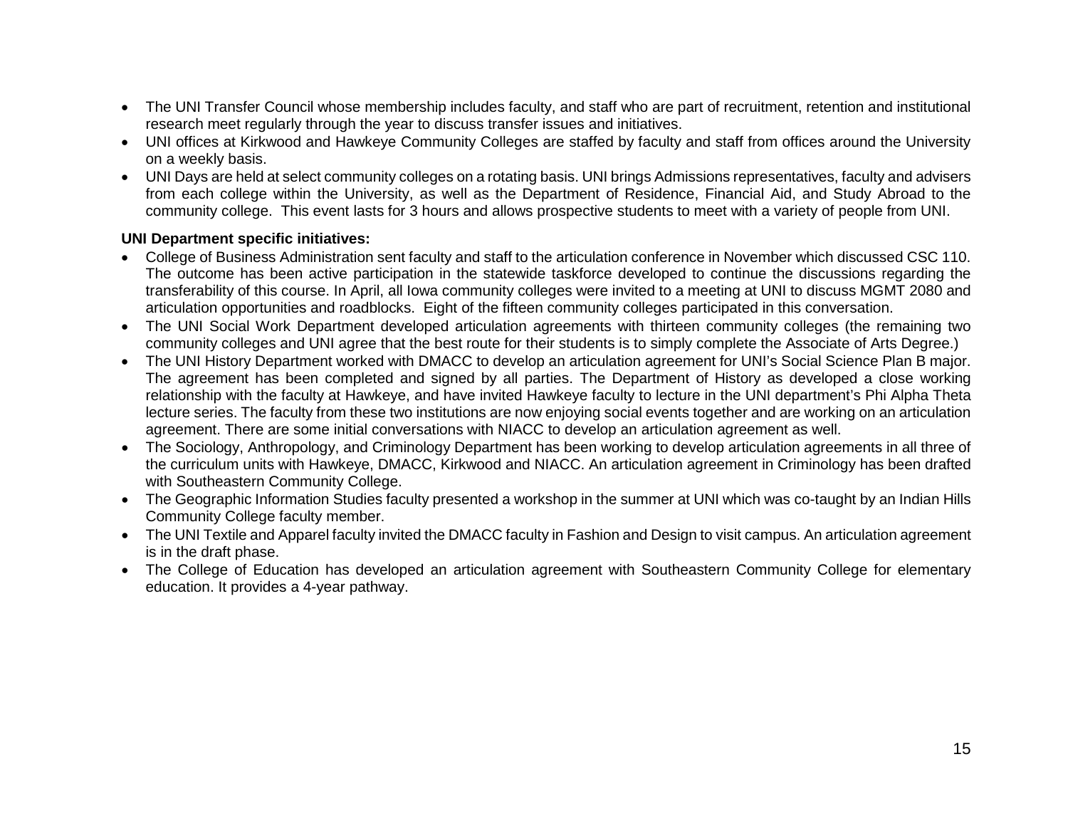- The UNI Transfer Council whose membership includes faculty, and staff who are part of recruitment, retention and institutional research meet regularly through the year to discuss transfer issues and initiatives.
- UNI offices at Kirkwood and Hawkeye Community Colleges are staffed by faculty and staff from offices around the University on a weekly basis.
- UNI Days are held at select community colleges on a rotating basis. UNI brings Admissions representatives, faculty and advisers from each college within the University, as well as the Department of Residence, Financial Aid, and Study Abroad to the community college. This event lasts for 3 hours and allows prospective students to meet with a variety of people from UNI.

**UNI Department specific initiatives:**

- College of Business Administration sent faculty and staff to the articulation conference in November which discussed CSC 110. The outcome has been active participation in the statewide taskforce developed to continue the discussions regarding the transferability of this course. In April, all Iowa community colleges were invited to a meeting at UNI to discuss MGMT 2080 and articulation opportunities and roadblocks. Eight of the fifteen community colleges participated in this conversation.
- The UNI Social Work Department developed articulation agreements with thirteen community colleges (the remaining two community colleges and UNI agree that the best route for their students is to simply complete the Associate of Arts Degree.)
- The UNI History Department worked with DMACC to develop an articulation agreement for UNI's Social Science Plan B major. The agreement has been completed and signed by all parties. The Department of History as developed a close working relationship with the faculty at Hawkeye, and have invited Hawkeye faculty to lecture in the UNI department's Phi Alpha Theta lecture series. The faculty from these two institutions are now enjoying social events together and are working on an articulation agreement. There are some initial conversations with NIACC to develop an articulation agreement as well.
- The Sociology, Anthropology, and Criminology Department has been working to develop articulation agreements in all three of the curriculum units with Hawkeye, DMACC, Kirkwood and NIACC. An articulation agreement in Criminology has been drafted with Southeastern Community College.
- The Geographic Information Studies faculty presented a workshop in the summer at UNI which was co-taught by an Indian Hills Community College faculty member.
- The UNI Textile and Apparel faculty invited the DMACC faculty in Fashion and Design to visit campus. An articulation agreement is in the draft phase.
- The College of Education has developed an articulation agreement with Southeastern Community College for elementary education. It provides a 4-year pathway.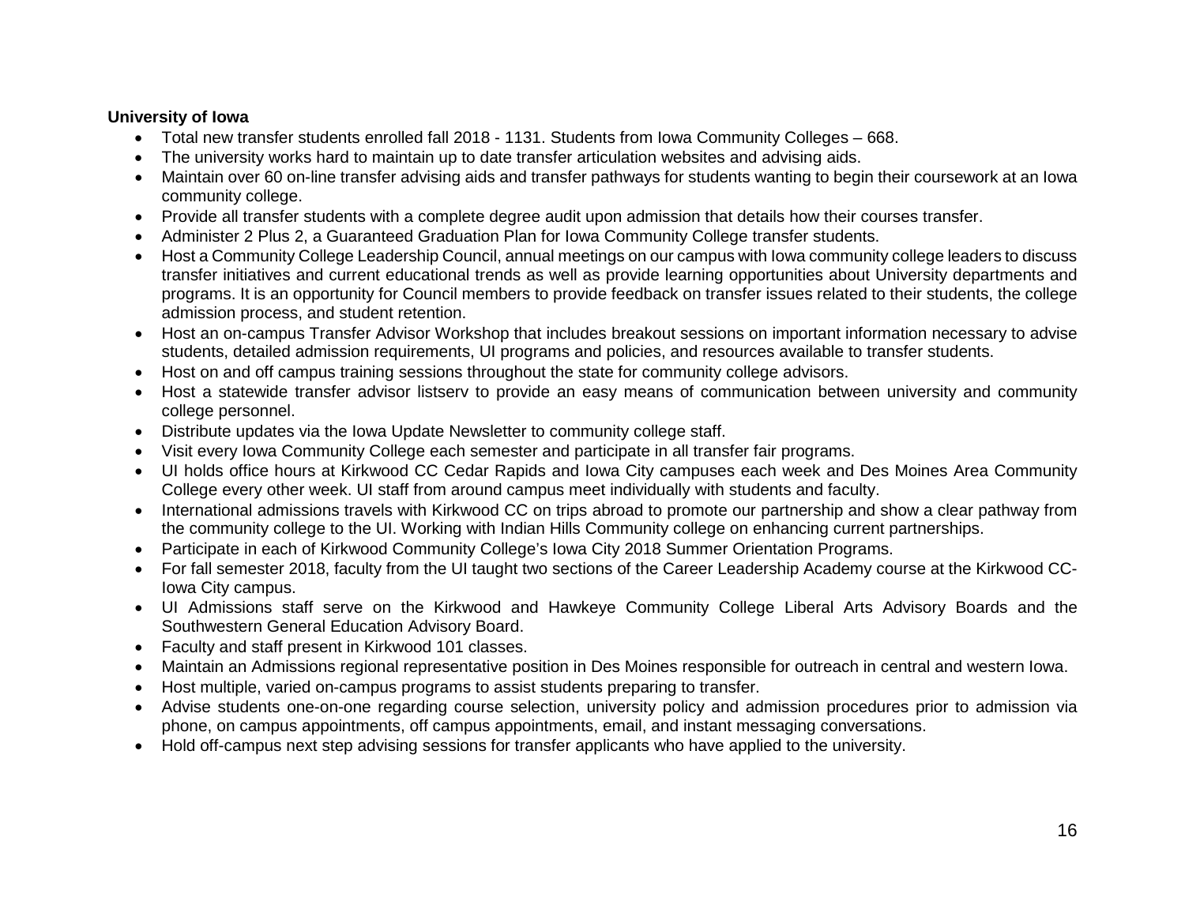**University of Iowa**

- Total new transfer students enrolled fall 2018 - 1131. Students from Iowa Community Colleges – 668.
- The university works hard to maintain up to date transfer articulation websites and advising aids.
- Maintain over 60 on-line transfer advising aids and transfer pathways for students wanting to begin their coursework at an Iowa community college.
- Provide all transfer students with a complete degree audit upon admission that details how their courses transfer.
- Administer 2 Plus 2, a Guaranteed Graduation Plan for Iowa Community College transfer students.
- Host a Community College Leadership Council, annual meetings on our campus with Iowa community college leaders to discuss transfer initiatives and current educational trends as well as provide learning opportunities about University departments and programs. It is an opportunity for Council members to provide feedback on transfer issues related to their students, the college admission process, and student retention.
- Host an on-campus Transfer Advisor Workshop that includes breakout sessions on important information necessary to advise students, detailed admission requirements, UI programs and policies, and resources available to transfer students.
- Host on and off campus training sessions throughout the state for community college advisors.
- Host a statewide transfer advisor listserv to provide an easy means of communication between university and community college personnel.
- Distribute updates via the Iowa Update Newsletter to community college staff.
- Visit every Iowa Community College each semester and participate in all transfer fair programs.
- UI holds office hours at Kirkwood CC Cedar Rapids and Iowa City campuses each week and Des Moines Area Community College every other week. UI staff from around campus meet individually with students and faculty.
- International admissions travels with Kirkwood CC on trips abroad to promote our partnership and show a clear pathway from the community college to the UI. Working with Indian Hills Community college on enhancing current partnerships.
- Participate in each of Kirkwood Community College's Iowa City 2018 Summer Orientation Programs.
- For fall semester 2018, faculty from the UI taught two sections of the Career Leadership Academy course at the Kirkwood CC-Iowa City campus.
- UI Admissions staff serve on the Kirkwood and Hawkeye Community College Liberal Arts Advisory Boards and the Southwestern General Education Advisory Board.
- Faculty and staff present in Kirkwood 101 classes.
- Maintain an Admissions regional representative position in Des Moines responsible for outreach in central and western Iowa.
- Host multiple, varied on-campus programs to assist students preparing to transfer.
- Advise students one-on-one regarding course selection, university policy and admission procedures prior to admission via phone, on campus appointments, off campus appointments, email, and instant messaging conversations.
- Hold off-campus next step advising sessions for transfer applicants who have applied to the university.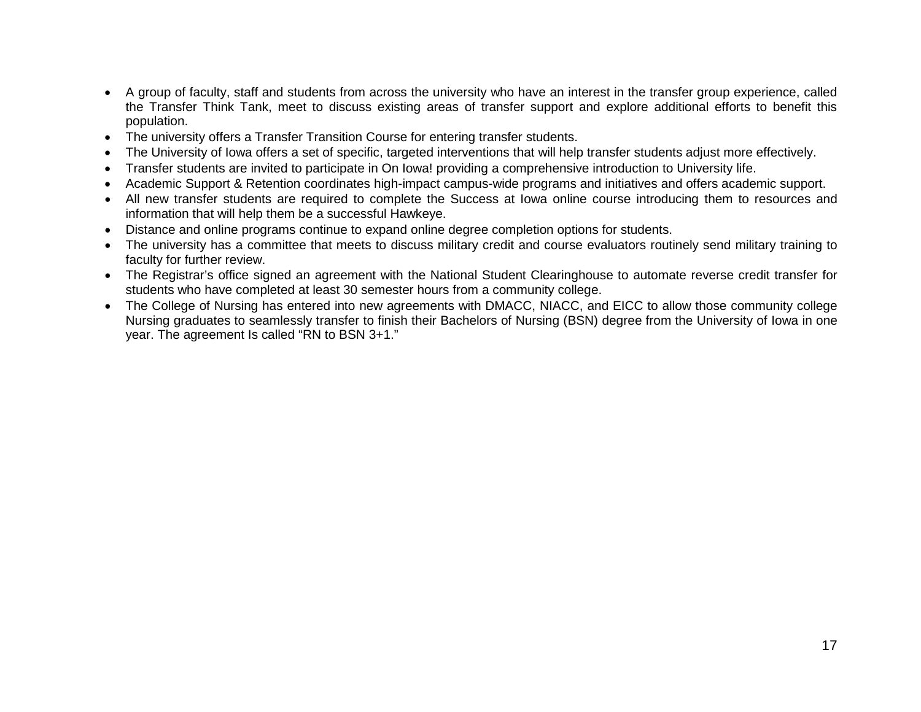- A group of faculty, staff and students from across the university who have an interest in the transfer group experience, called the Transfer Think Tank, meet to discuss existing areas of transfer support and explore additional efforts to benefit this population.
- The university offers a Transfer Transition Course for entering transfer students.
- The University of Iowa offers a set of specific, targeted interventions that will help transfer students adjust more effectively.
- Transfer students are invited to participate in On Iowa! providing a comprehensive introduction to University life.
- Academic Support & Retention coordinates high-impact campus-wide programs and initiatives and offers academic support.
- All new transfer students are required to complete the Success at Iowa online course introducing them to resources and information that will help them be a successful Hawkeye.
- Distance and online programs continue to expand online degree completion options for students.
- The university has a committee that meets to discuss military credit and course evaluators routinely send military training to faculty for further review.
- The Registrar's office signed an agreement with the National Student Clearinghouse to automate reverse credit transfer for students who have completed at least 30 semester hours from a community college.
- The College of Nursing has entered into new agreements with DMACC, NIACC, and EICC to allow those community college Nursing graduates to seamlessly transfer to finish their Bachelors of Nursing (BSN) degree from the University of Iowa in one year. The agreement Is called "RN to BSN 3+1."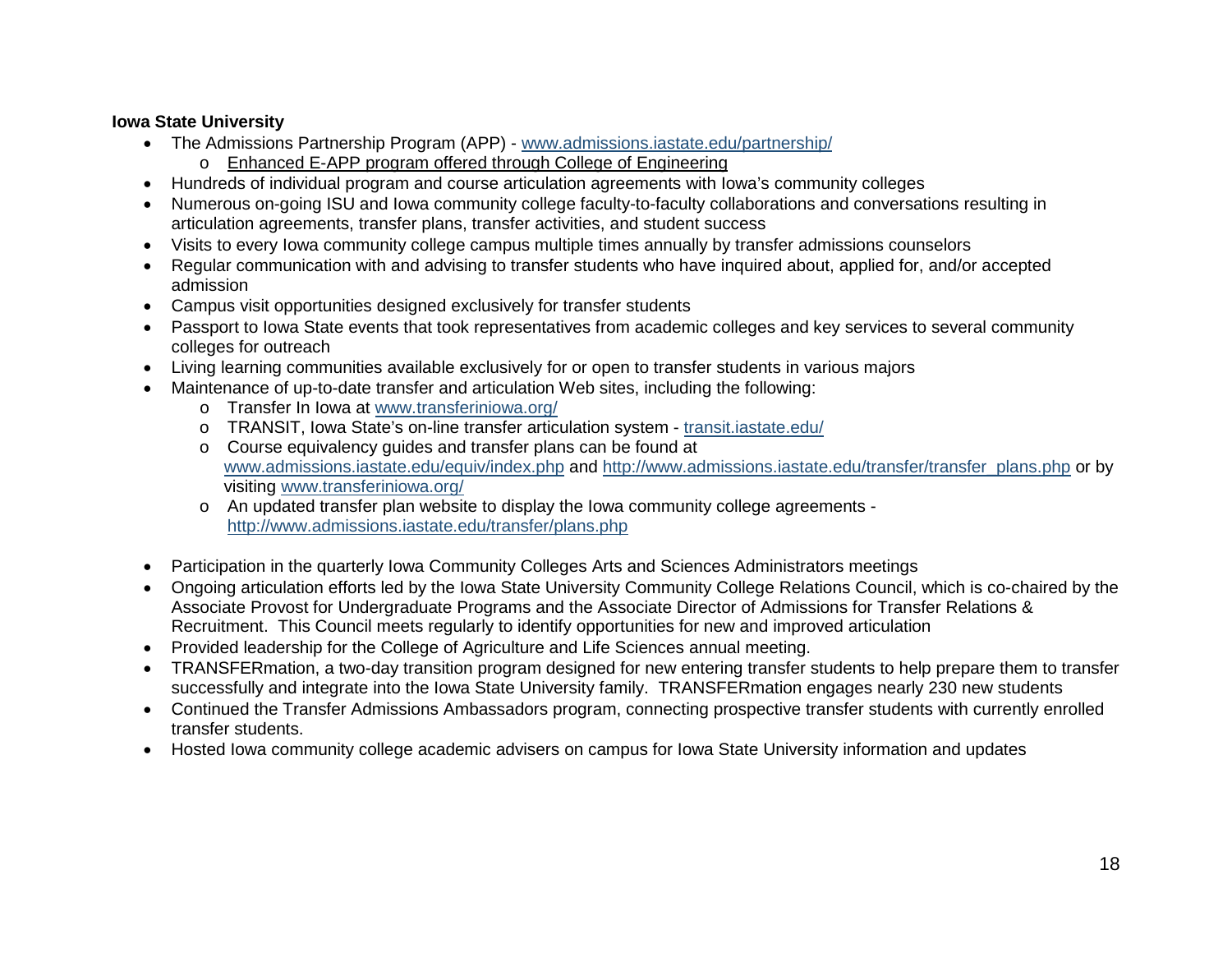**Iowa State University**

- The Admissions Partnership Program (APP) - www.admissions.iastate.edu/partnership/
  - Enhanced E-APP program offered through College of Engineering
- Hundreds of individual program and course articulation agreements with Iowa's community colleges
- Numerous on-going ISU and Iowa community college faculty-to-faculty collaborations and conversations resulting in articulation agreements, transfer plans, transfer activities, and student success
- Visits to every Iowa community college campus multiple times annually by transfer admissions counselors
- Regular communication with and advising to transfer students who have inquired about, applied for, and/or accepted admission
- Campus visit opportunities designed exclusively for transfer students
- Passport to Iowa State events that took representatives from academic colleges and key services to several community colleges for outreach
- Living learning communities available exclusively for or open to transfer students in various majors
- Maintenance of up-to-date transfer and articulation Web sites, including the following:
  - Transfer In Iowa at www.transferiniowa.org/
  - TRANSIT, Iowa State's on-line transfer articulation system - transit.iastate.edu/
  - Course equivalency guides and transfer plans can be found at www.admissions.iastate.edu/equiv/index.php and http://www.admissions.iastate.edu/transfer/transfer_plans.php or by visiting www.transferiniowa.org/
  - An updated transfer plan website to display the Iowa community college agreements - http://www.admissions.iastate.edu/transfer/plans.php
- Participation in the quarterly Iowa Community Colleges Arts and Sciences Administrators meetings
- Ongoing articulation efforts led by the Iowa State University Community College Relations Council, which is co-chaired by the Associate Provost for Undergraduate Programs and the Associate Director of Admissions for Transfer Relations & Recruitment. This Council meets regularly to identify opportunities for new and improved articulation
- Provided leadership for the College of Agriculture and Life Sciences annual meeting.
- TRANSFERmation, a two-day transition program designed for new entering transfer students to help prepare them to transfer successfully and integrate into the Iowa State University family. TRANSFERmation engages nearly 230 new students
- Continued the Transfer Admissions Ambassadors program, connecting prospective transfer students with currently enrolled transfer students.
- Hosted Iowa community college academic advisers on campus for Iowa State University information and updates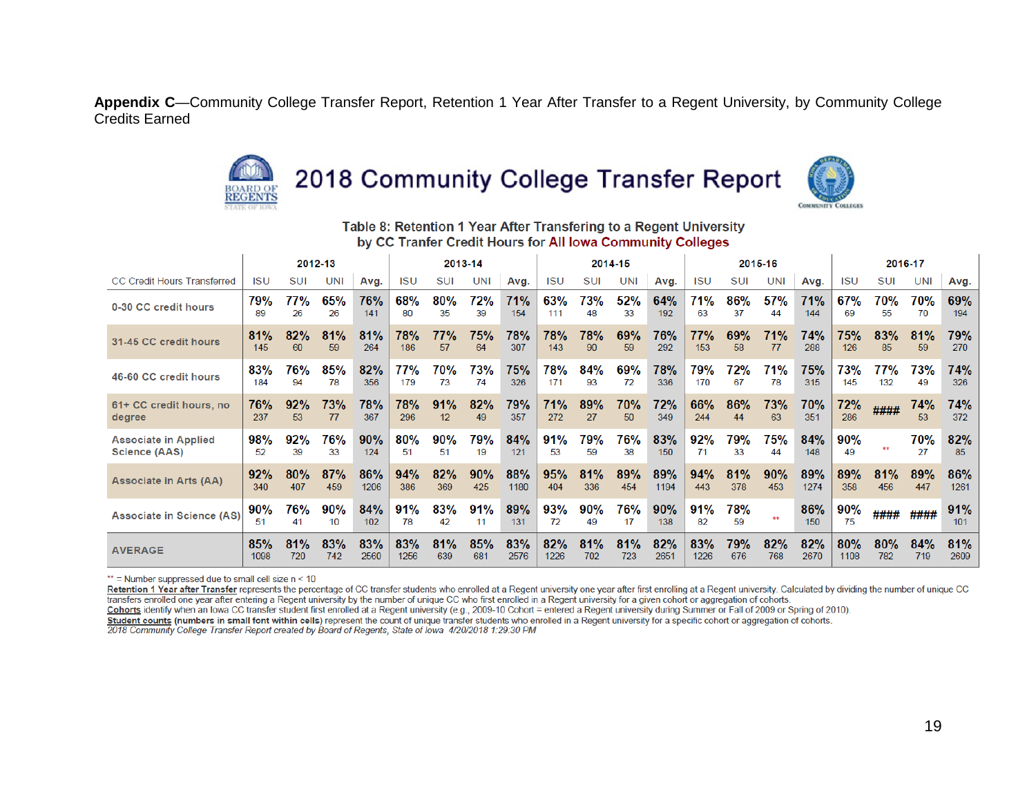**Appendix C**—Community College Transfer Report, Retention 1 Year After Transfer to a Regent University, by Community College Credits Earned

# 2018 Community College Transfer Report

**Table 8: Retention 1 Year After Transfering to a Regent University by CC Tranfer Credit Hours for All Iowa Community Colleges**

| | 2012-13 | | | | 2013-14 | | | | 2014-15 | | | | 2015-16 | | | | 2016-17 | | | |
|---|---|---|---|---|---|---|---|---|---|---|---|---|---|---|---|---|---|---|---|---|
| CC Credit Hours Transferred | ISU | SUI | UNI | Avg. | ISU | SUI | UNI | Avg. | ISU | SUI | UNI | Avg. | ISU | SUI | UNI | Avg. | ISU | SUI | UNI | Avg. |
| 0-30 CC credit hours | 79% 89 | 77% 26 | 65% 26 | 76% 141 | 68% 80 | 80% 35 | 72% 39 | 71% 154 | 63% 111 | 73% 48 | 52% 33 | 64% 192 | 71% 63 | 86% 37 | 57% 44 | 71% 144 | 67% 69 | 70% 55 | 70% 70 | 69% 194 |
| 31-45 CC credit hours | 81% 145 | 82% 60 | 81% 59 | 81% 264 | 78% 186 | 77% 57 | 75% 64 | 78% 307 | 78% 143 | 78% 90 | 69% 59 | 76% 292 | 77% 153 | 69% 58 | 71% 77 | 74% 288 | 75% 126 | 83% 85 | 81% 59 | 79% 270 |
| 46-60 CC credit hours | 83% 184 | 76% 94 | 85% 78 | 82% 356 | 77% 179 | 70% 73 | 73% 74 | 75% 326 | 78% 171 | 84% 93 | 69% 72 | 78% 336 | 79% 170 | 72% 67 | 71% 78 | 75% 315 | 73% 145 | 77% 132 | 73% 49 | 74% 326 |
| 61+ CC credit hours, no degree | 76% 237 | 92% 53 | 73% 77 | 78% 367 | 78% 296 | 91% 12 | 82% 49 | 79% 357 | 71% 272 | 89% 27 | 70% 50 | 72% 349 | 66% 244 | 86% 44 | 73% 63 | 70% 351 | 72% 286 | #### | 74% 53 | 74% 372 |
| Associate in Applied Science (AAS) | 98% 52 | 92% 39 | 76% 33 | 90% 124 | 80% 51 | 90% 51 | 79% 19 | 84% 121 | 91% 53 | 79% 59 | 76% 38 | 83% 150 | 92% 71 | 79% 33 | 75% 44 | 84% 148 | 90% 49 | ** | 70% 27 | 82% 85 |
| Associate in Arts (AA) | 92% 340 | 80% 407 | 87% 459 | 86% 1206 | 94% 386 | 82% 369 | 90% 425 | 88% 1180 | 95% 404 | 81% 336 | 89% 454 | 89% 1194 | 94% 443 | 81% 378 | 90% 453 | 89% 1274 | 89% 358 | 81% 456 | 89% 447 | 86% 1261 |
| Associate in Science (AS) | 90% 51 | 76% 41 | 90% 10 | 84% 102 | 91% 78 | 83% 42 | 91% 11 | 89% 131 | 93% 72 | 90% 49 | 76% 17 | 90% 138 | 91% 82 | 78% 59 | ** | 86% 150 | 90% 75 | #### | #### | 91% 101 |
| AVERAGE | 85% 1098 | 81% 720 | 83% 742 | 83% 2560 | 83% 1256 | 81% 639 | 85% 681 | 83% 2576 | 82% 1226 | 81% 702 | 81% 723 | 82% 2651 | 83% 1226 | 79% 676 | 82% 768 | 82% 2670 | 80% 1108 | 80% 782 | 84% 719 | 81% 2609 |

** = Number suppressed due to small cell size n < 10

Retention 1 Year after Transfer represents the percentage of CC transfer students who enrolled at a Regent university one year after first enrolling at a Regent university. Calculated by dividing the number of unique CC transfers enrolled one year after entering a Regent university by the number of unique CC who first enrolled in a Regent university for a given cohort or aggregation of cohorts.

Cohorts identify when an Iowa CC transfer student first enrolled at a Regent university (e.g., 2009-10 Cohort = entered a Regent university during Summer or Fall of 2009 or Spring of 2010).

Student counts (numbers in small font within cells) represent the count of unique transfer students who enrolled in a Regent university for a specific cohort or aggregation of cohorts.

*2018 Community College Transfer Report created by Board of Regents, State of Iowa 4/20/2018 1:29:30 PM*